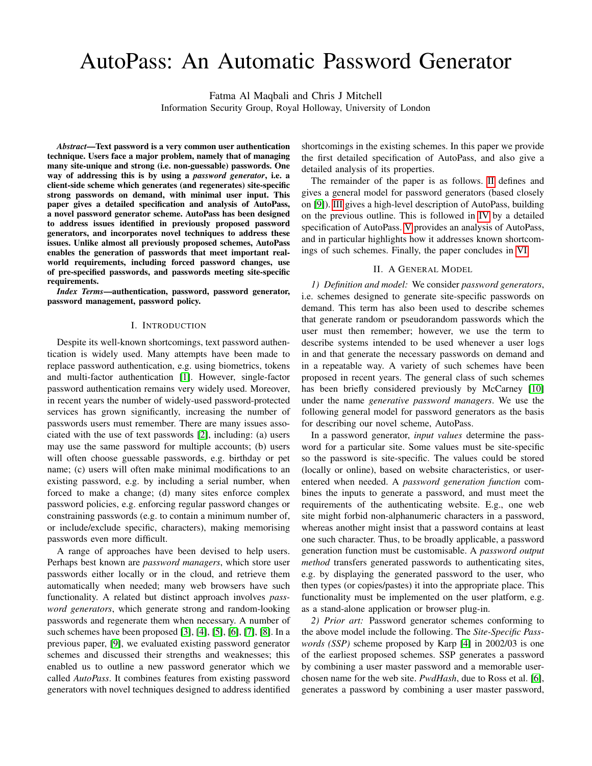# AutoPass: An Automatic Password Generator

Fatma Al Maqbali and Chris J Mitchell
Information Security Group, Royal Holloway, University of London

***Abstract*—Text password is a very common user authentication technique. Users face a major problem, namely that of managing many site-unique and strong (i.e. non-guessable) passwords. One way of addressing this is by using a *password generator*, i.e. a client-side scheme which generates (and regenerates) site-specific strong passwords on demand, with minimal user input. This paper gives a detailed specification and analysis of AutoPass, a novel password generator scheme. AutoPass has been designed to address issues identified in previously proposed password generators, and incorporates novel techniques to address these issues. Unlike almost all previously proposed schemes, AutoPass enables the generation of passwords that meet important real-world requirements, including forced password changes, use of pre-specified passwords, and passwords meeting site-specific requirements.**

***Index Terms*—authentication, password, password generator, password management, password policy.**

## I. Introduction

Despite its well-known shortcomings, text password authentication is widely used. Many attempts have been made to replace password authentication, e.g. using biometrics, tokens and multi-factor authentication [1]. However, single-factor password authentication remains very widely used. Moreover, in recent years the number of widely-used password-protected services has grown significantly, increasing the number of passwords users must remember. There are many issues associated with the use of text passwords [2], including: (a) users may use the same password for multiple accounts; (b) users will often choose guessable passwords, e.g. birthday or pet name; (c) users will often make minimal modifications to an existing password, e.g. by including a serial number, when forced to make a change; (d) many sites enforce complex password policies, e.g. enforcing regular password changes or constraining passwords (e.g. to contain a minimum number of, or include/exclude specific, characters), making memorising passwords even more difficult.

A range of approaches have been devised to help users. Perhaps best known are *password managers*, which store user passwords either locally or in the cloud, and retrieve them automatically when needed; many web browsers have such functionality. A related but distinct approach involves *password generators*, which generate strong and random-looking passwords and regenerate them when necessary. A number of such schemes have been proposed [3], [4], [5], [6], [7], [8]. In a previous paper, [9], we evaluated existing password generator schemes and discussed their strengths and weaknesses; this enabled us to outline a new password generator which we called *AutoPass*. It combines features from existing password generators with novel techniques designed to address identified shortcomings in the existing schemes. In this paper we provide the first detailed specification of AutoPass, and also give a detailed analysis of its properties.

The remainder of the paper is as follows. II defines and gives a general model for password generators (based closely on [9]). III gives a high-level description of AutoPass, building on the previous outline. This is followed in IV by a detailed specification of AutoPass. V provides an analysis of AutoPass, and in particular highlights how it addresses known shortcomings of such schemes. Finally, the paper concludes in VI.

## II. A General Model

*1) Definition and model:* We consider *password generators*, i.e. schemes designed to generate site-specific passwords on demand. This term has also been used to describe schemes that generate random or pseudorandom passwords which the user must then remember; however, we use the term to describe systems intended to be used whenever a user logs in and that generate the necessary passwords on demand and in a repeatable way. A variety of such schemes have been proposed in recent years. The general class of such schemes has been briefly considered previously by McCarney [10] under the name *generative password managers*. We use the following general model for password generators as the basis for describing our novel scheme, AutoPass.

In a password generator, *input values* determine the password for a particular site. Some values must be site-specific so the password is site-specific. The values could be stored (locally or online), based on website characteristics, or user-entered when needed. A *password generation function* combines the inputs to generate a password, and must meet the requirements of the authenticating website. E.g., one web site might forbid non-alphanumeric characters in a password, whereas another might insist that a password contains at least one such character. Thus, to be broadly applicable, a password generation function must be customisable. A *password output method* transfers generated passwords to authenticating sites, e.g. by displaying the generated password to the user, who then types (or copies/pastes) it into the appropriate place. This functionality must be implemented on the user platform, e.g. as a stand-alone application or browser plug-in.

*2) Prior art:* Password generator schemes conforming to the above model include the following. The *Site-Specific Passwords (SSP)* scheme proposed by Karp [4] in 2002/03 is one of the earliest proposed schemes. SSP generates a password by combining a user master password and a memorable user-chosen name for the web site. *PwdHash*, due to Ross et al. [6], generates a password by combining a user master password,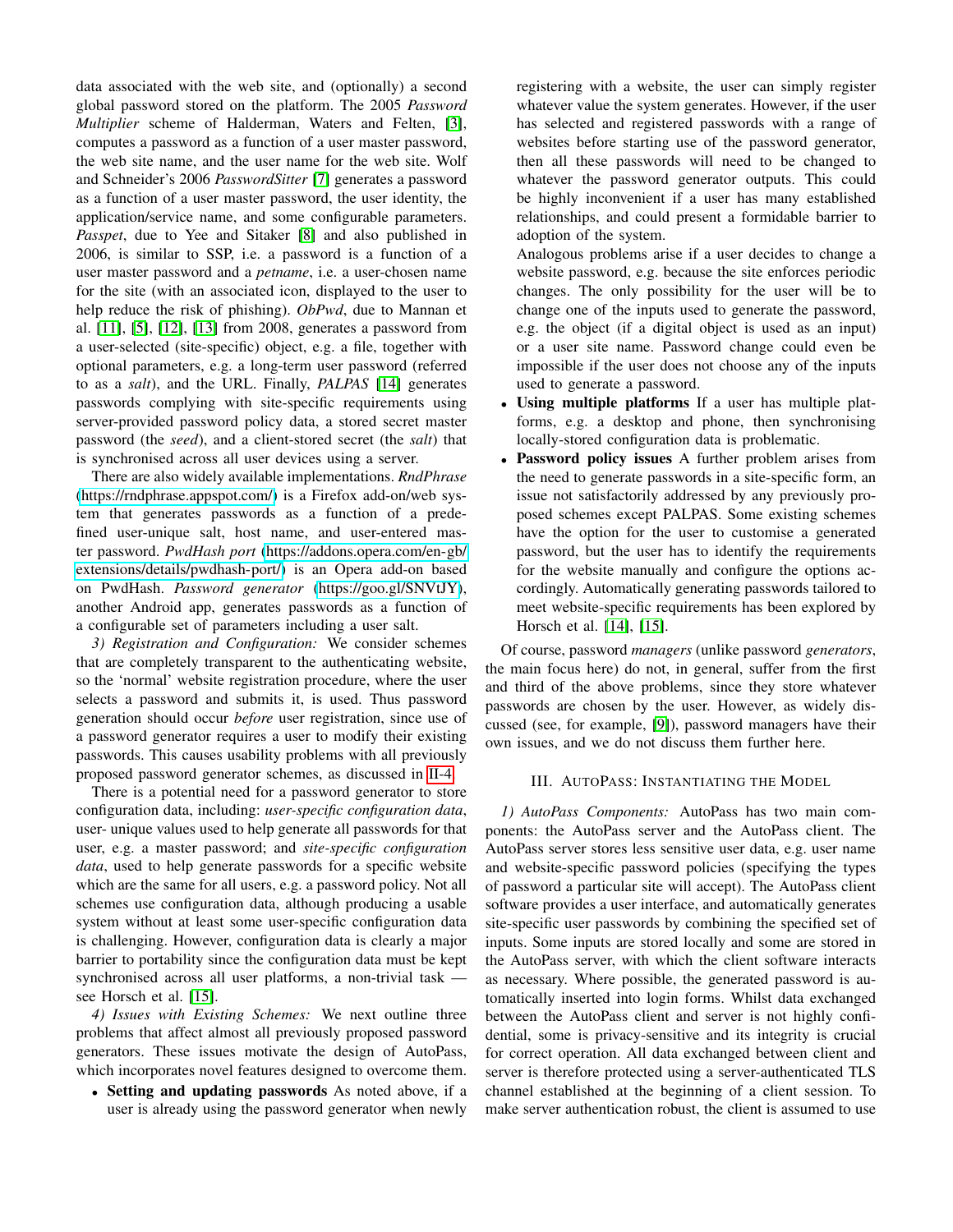data associated with the web site, and (optionally) a second global password stored on the platform. The 2005 *Password Multiplier* scheme of Halderman, Waters and Felten, [3], computes a password as a function of a user master password, the web site name, and the user name for the web site. Wolf and Schneider's 2006 *PasswordSitter* [7] generates a password as a function of a user master password, the user identity, the application/service name, and some configurable parameters. *Passpet*, due to Yee and Sitaker [8] and also published in 2006, is similar to SSP, i.e. a password is a function of a user master password and a *petname*, i.e. a user-chosen name for the site (with an associated icon, displayed to the user to help reduce the risk of phishing). *ObPwd*, due to Mannan et al. [11], [5], [12], [13] from 2008, generates a password from a user-selected (site-specific) object, e.g. a file, together with optional parameters, e.g. a long-term user password (referred to as a *salt*), and the URL. Finally, *PALPAS* [14] generates passwords complying with site-specific requirements using server-provided password policy data, a stored secret master password (the *seed*), and a client-stored secret (the *salt*) that is synchronised across all user devices using a server.

There are also widely available implementations. *RndPhrase* (https://rndphrase.appspot.com/) is a Firefox add-on/web system that generates passwords as a function of a predefined user-unique salt, host name, and user-entered master password. *PwdHash port* (https://addons.opera.com/en-gb/extensions/details/pwdhash-port/) is an Opera add-on based on PwdHash. *Password generator* (https://goo.gl/SNVtJY), another Android app, generates passwords as a function of a configurable set of parameters including a user salt.

*3) Registration and Configuration:* We consider schemes that are completely transparent to the authenticating website, so the 'normal' website registration procedure, where the user selects a password and submits it, is used. Thus password generation should occur *before* user registration, since use of a password generator requires a user to modify their existing passwords. This causes usability problems with all previously proposed password generator schemes, as discussed in II-4.

There is a potential need for a password generator to store configuration data, including: *user-specific configuration data*, user- unique values used to help generate all passwords for that user, e.g. a master password; and *site-specific configuration data*, used to help generate passwords for a specific website which are the same for all users, e.g. a password policy. Not all schemes use configuration data, although producing a usable system without at least some user-specific configuration data is challenging. However, configuration data is clearly a major barrier to portability since the configuration data must be kept synchronised across all user platforms, a non-trivial task — see Horsch et al. [15].

*4) Issues with Existing Schemes:* We next outline three problems that affect almost all previously proposed password generators. These issues motivate the design of AutoPass, which incorporates novel features designed to overcome them.

- **Setting and updating passwords** As noted above, if a user is already using the password generator when newly registering with a website, the user can simply register whatever value the system generates. However, if the user has selected and registered passwords with a range of websites before starting use of the password generator, then all these passwords will need to be changed to whatever the password generator outputs. This could be highly inconvenient if a user has many established relationships, and could present a formidable barrier to adoption of the system.
  Analogous problems arise if a user decides to change a website password, e.g. because the site enforces periodic changes. The only possibility for the user will be to change one of the inputs used to generate the password, e.g. the object (if a digital object is used as an input) or a user site name. Password change could even be impossible if the user does not choose any of the inputs used to generate a password.
- **Using multiple platforms** If a user has multiple platforms, e.g. a desktop and phone, then synchronising locally-stored configuration data is problematic.
- **Password policy issues** A further problem arises from the need to generate passwords in a site-specific form, an issue not satisfactorily addressed by any previously proposed schemes except PALPAS. Some existing schemes have the option for the user to customise a generated password, but the user has to identify the requirements for the website manually and configure the options accordingly. Automatically generating passwords tailored to meet website-specific requirements has been explored by Horsch et al. [14], [15].

Of course, password *managers* (unlike password *generators*, the main focus here) do not, in general, suffer from the first and third of the above problems, since they store whatever passwords are chosen by the user. However, as widely discussed (see, for example, [9]), password managers have their own issues, and we do not discuss them further here.

## III. AutoPass: Instantiating the Model

*1) AutoPass Components:* AutoPass has two main components: the AutoPass server and the AutoPass client. The AutoPass server stores less sensitive user data, e.g. user name and website-specific password policies (specifying the types of password a particular site will accept). The AutoPass client software provides a user interface, and automatically generates site-specific user passwords by combining the specified set of inputs. Some inputs are stored locally and some are stored in the AutoPass server, with which the client software interacts as necessary. Where possible, the generated password is automatically inserted into login forms. Whilst data exchanged between the AutoPass client and server is not highly confidential, some is privacy-sensitive and its integrity is crucial for correct operation. All data exchanged between client and server is therefore protected using a server-authenticated TLS channel established at the beginning of a client session. To make server authentication robust, the client is assumed to use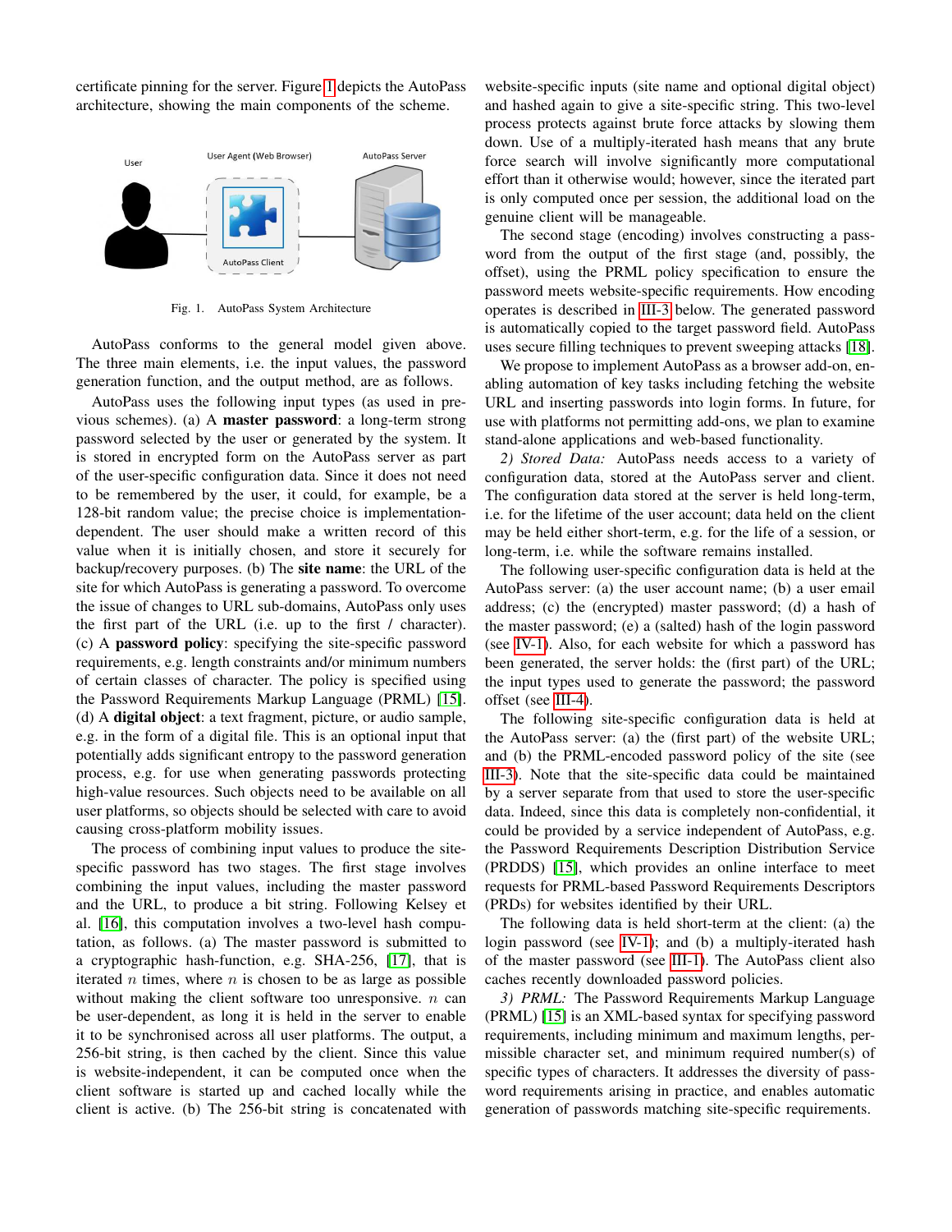certificate pinning for the server. Figure 1 depicts the AutoPass architecture, showing the main components of the scheme.

User

User Agent (Web Browser)

AutoPass Server

AutoPass Client

Fig. 1. AutoPass System Architecture

AutoPass conforms to the general model given above. The three main elements, i.e. the input values, the password generation function, and the output method, are as follows.

AutoPass uses the following input types (as used in previous schemes). (a) A **master password**: a long-term strong password selected by the user or generated by the system. It is stored in encrypted form on the AutoPass server as part of the user-specific configuration data. Since it does not need to be remembered by the user, it could, for example, be a 128-bit random value; the precise choice is implementation-dependent. The user should make a written record of this value when it is initially chosen, and store it securely for backup/recovery purposes. (b) The **site name**: the URL of the site for which AutoPass is generating a password. To overcome the issue of changes to URL sub-domains, AutoPass only uses the first part of the URL (i.e. up to the first / character). (c) A **password policy**: specifying the site-specific password requirements, e.g. length constraints and/or minimum numbers of certain classes of character. The policy is specified using the Password Requirements Markup Language (PRML) [15]. (d) A **digital object**: a text fragment, picture, or audio sample, e.g. in the form of a digital file. This is an optional input that potentially adds significant entropy to the password generation process, e.g. for use when generating passwords protecting high-value resources. Such objects need to be available on all user platforms, so objects should be selected with care to avoid causing cross-platform mobility issues.

The process of combining input values to produce the site-specific password has two stages. The first stage involves combining the input values, including the master password and the URL, to produce a bit string. Following Kelsey et al. [16], this computation involves a two-level hash computation, as follows. (a) The master password is submitted to a cryptographic hash-function, e.g. SHA-256, [17], that is iterated $n$ times, where $n$ is chosen to be as large as possible without making the client software too unresponsive. $n$ can be user-dependent, as long as it is held in the server to enable it to be synchronised across all user platforms. The output, a 256-bit string, is then cached by the client. Since this value is website-independent, it can be computed once when the client software is started up and cached locally while the client is active. (b) The 256-bit string is concatenated with website-specific inputs (site name and optional digital object) and hashed again to give a site-specific string. This two-level process protects against brute force attacks by slowing them down. Use of a multiply-iterated hash means that any brute force search will involve significantly more computational effort than it otherwise would; however, since the iterated part is only computed once per session, the additional load on the genuine client will be manageable.

The second stage (encoding) involves constructing a password from the output of the first stage (and, possibly, the offset), using the PRML policy specification to ensure the password meets website-specific requirements. How encoding operates is described in III-3 below. The generated password is automatically copied to the target password field. AutoPass uses secure filling techniques to prevent sweeping attacks [18].

We propose to implement AutoPass as a browser add-on, enabling automation of key tasks including fetching the website URL and inserting passwords into login forms. In future, for use with platforms not permitting add-ons, we plan to examine stand-alone applications and web-based functionality.

*2) Stored Data:* AutoPass needs access to a variety of configuration data, stored at the AutoPass server and client. The configuration data stored at the server is held long-term, i.e. for the lifetime of the user account; data held on the client may be held either short-term, e.g. for the life of a session, or long-term, i.e. while the software remains installed.

The following user-specific configuration data is held at the AutoPass server: (a) the user account name; (b) a user email address; (c) the (encrypted) master password; (d) a hash of the master password; (e) a (salted) hash of the login password (see IV-1). Also, for each website for which a password has been generated, the server holds: the (first part) of the URL; the input types used to generate the password; the password offset (see III-4).

The following site-specific configuration data is held at the AutoPass server: (a) the (first part) of the website URL; and (b) the PRML-encoded password policy of the site (see III-3). Note that the site-specific data could be maintained by a server separate from that used to store the user-specific data. Indeed, since this data is completely non-confidential, it could be provided by a service independent of AutoPass, e.g. the Password Requirements Description Distribution Service (PRDDS) [15], which provides an online interface to meet requests for PRML-based Password Requirements Descriptors (PRDs) for websites identified by their URL.

The following data is held short-term at the client: (a) the login password (see IV-1); and (b) a multiply-iterated hash of the master password (see III-1). The AutoPass client also caches recently downloaded password policies.

*3) PRML:* The Password Requirements Markup Language (PRML) [15] is an XML-based syntax for specifying password requirements, including minimum and maximum lengths, permissible character set, and minimum required number(s) of specific types of characters. It addresses the diversity of password requirements arising in practice, and enables automatic generation of passwords matching site-specific requirements.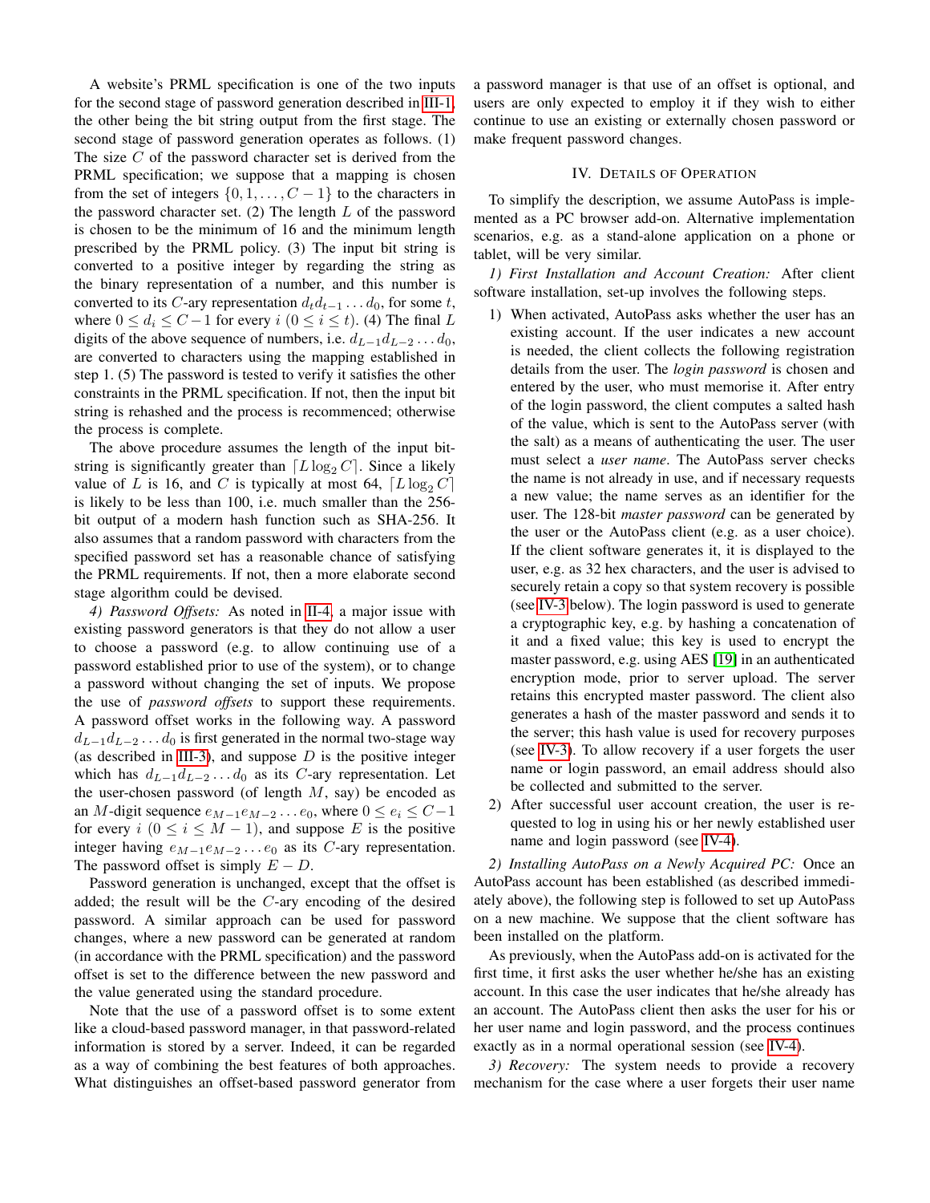A website's PRML specification is one of the two inputs for the second stage of password generation described in III-1, the other being the bit string output from the first stage. The second stage of password generation operates as follows. (1) The size $C$ of the password character set is derived from the PRML specification; we suppose that a mapping is chosen from the set of integers $\{0, 1, \ldots, C-1\}$ to the characters in the password character set. (2) The length $L$ of the password is chosen to be the minimum of 16 and the minimum length prescribed by the PRML policy. (3) The input bit string is converted to a positive integer by regarding the string as the binary representation of a number, and this number is converted to its $C$-ary representation $d_t d_{t-1} \ldots d_0$, for some $t$, where $0 \leq d_i \leq C-1$ for every $i$ $(0 \leq i \leq t)$. (4) The final $L$ digits of the above sequence of numbers, i.e. $d_{L-1}d_{L-2} \ldots d_0$, are converted to characters using the mapping established in step 1. (5) The password is tested to verify it satisfies the other constraints in the PRML specification. If not, then the input bit string is rehashed and the process is recommenced; otherwise the process is complete.

The above procedure assumes the length of the input bit-string is significantly greater than $\lceil L \log_2 C \rceil$. Since a likely value of $L$ is 16, and $C$ is typically at most 64, $\lceil L \log_2 C \rceil$ is likely to be less than 100, i.e. much smaller than the 256-bit output of a modern hash function such as SHA-256. It also assumes that a random password with characters from the specified password set has a reasonable chance of satisfying the PRML requirements. If not, then a more elaborate second stage algorithm could be devised.

*4) Password Offsets:* As noted in II-4, a major issue with existing password generators is that they do not allow a user to choose a password (e.g. to allow continuing use of a password established prior to use of the system), or to change a password without changing the set of inputs. We propose the use of *password offsets* to support these requirements. A password offset works in the following way. A password $d_{L-1}d_{L-2} \ldots d_0$ is first generated in the normal two-stage way (as described in III-3), and suppose $D$ is the positive integer which has $d_{L-1}d_{L-2} \ldots d_0$ as its $C$-ary representation. Let the user-chosen password (of length $M$, say) be encoded as an $M$-digit sequence $e_{M-1}e_{M-2} \ldots e_0$, where $0 \leq e_i \leq C-1$ for every $i$ $(0 \leq i \leq M-1)$, and suppose $E$ is the positive integer having $e_{M-1}e_{M-2} \ldots e_0$ as its $C$-ary representation. The password offset is simply $E - D$.

Password generation is unchanged, except that the offset is added; the result will be the $C$-ary encoding of the desired password. A similar approach can be used for password changes, where a new password can be generated at random (in accordance with the PRML specification) and the password offset is set to the difference between the new password and the value generated using the standard procedure.

Note that the use of a password offset is to some extent like a cloud-based password manager, in that password-related information is stored by a server. Indeed, it can be regarded as a way of combining the best features of both approaches. What distinguishes an offset-based password generator from a password manager is that use of an offset is optional, and users are only expected to employ it if they wish to either continue to use an existing or externally chosen password or make frequent password changes.

## IV. Details of Operation

To simplify the description, we assume AutoPass is implemented as a PC browser add-on. Alternative implementation scenarios, e.g. as a stand-alone application on a phone or tablet, will be very similar.

*1) First Installation and Account Creation:* After client software installation, set-up involves the following steps.

1) When activated, AutoPass asks whether the user has an existing account. If the user indicates a new account is needed, the client collects the following registration details from the user. The *login password* is chosen and entered by the user, who must memorise it. After entry of the login password, the client computes a salted hash of the value, which is sent to the AutoPass server (with the salt) as a means of authenticating the user. The user must select a *user name*. The AutoPass server checks the name is not already in use, and if necessary requests a new value; the name serves as an identifier for the user. The 128-bit *master password* can be generated by the user or the AutoPass client (e.g. as a user choice). If the client software generates it, it is displayed to the user, e.g. as 32 hex characters, and the user is advised to securely retain a copy so that system recovery is possible (see IV-3 below). The login password is used to generate a cryptographic key, e.g. by hashing a concatenation of it and a fixed value; this key is used to encrypt the master password, e.g. using AES [19] in an authenticated encryption mode, prior to server upload. The server retains this encrypted master password. The client also generates a hash of the master password and sends it to the server; this hash value is used for recovery purposes (see IV-3). To allow recovery if a user forgets the user name or login password, an email address should also be collected and submitted to the server.
2) After successful user account creation, the user is requested to log in using his or her newly established user name and login password (see IV-4).

*2) Installing AutoPass on a Newly Acquired PC:* Once an AutoPass account has been established (as described immediately above), the following step is followed to set up AutoPass on a new machine. We suppose that the client software has been installed on the platform.

As previously, when the AutoPass add-on is activated for the first time, it first asks the user whether he/she has an existing account. In this case the user indicates that he/she already has an account. The AutoPass client then asks the user for his or her user name and login password, and the process continues exactly as in a normal operational session (see IV-4).

*3) Recovery:* The system needs to provide a recovery mechanism for the case where a user forgets their user name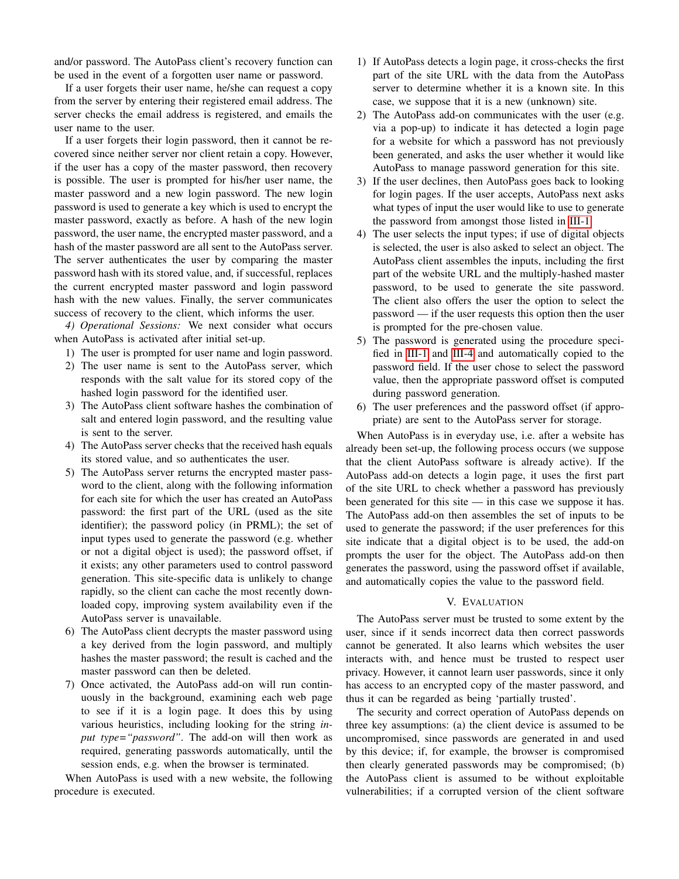and/or password. The AutoPass client's recovery function can be used in the event of a forgotten user name or password.

If a user forgets their user name, he/she can request a copy from the server by entering their registered email address. The server checks the email address is registered, and emails the user name to the user.

If a user forgets their login password, then it cannot be recovered since neither server nor client retain a copy. However, if the user has a copy of the master password, then recovery is possible. The user is prompted for his/her user name, the master password and a new login password. The new login password is used to generate a key which is used to encrypt the master password, exactly as before. A hash of the new login password, the user name, the encrypted master password, and a hash of the master password are all sent to the AutoPass server. The server authenticates the user by comparing the master password hash with its stored value, and, if successful, replaces the current encrypted master password and login password hash with the new values. Finally, the server communicates success of recovery to the client, which informs the user.

*4) Operational Sessions:* We next consider what occurs when AutoPass is activated after initial set-up.

1) The user is prompted for user name and login password.
2) The user name is sent to the AutoPass server, which responds with the salt value for its stored copy of the hashed login password for the identified user.
3) The AutoPass client software hashes the combination of salt and entered login password, and the resulting value is sent to the server.
4) The AutoPass server checks that the received hash equals its stored value, and so authenticates the user.
5) The AutoPass server returns the encrypted master password to the client, along with the following information for each site for which the user has created an AutoPass password: the first part of the URL (used as the site identifier); the password policy (in PRML); the set of input types used to generate the password (e.g. whether or not a digital object is used); the password offset, if it exists; any other parameters used to control password generation. This site-specific data is unlikely to change rapidly, so the client can cache the most recently downloaded copy, improving system availability even if the AutoPass server is unavailable.
6) The AutoPass client decrypts the master password using a key derived from the login password, and multiply hashes the master password; the result is cached and the master password can then be deleted.
7) Once activated, the AutoPass add-on will run continuously in the background, examining each web page to see if it is a login page. It does this by using various heuristics, including looking for the string *input type="password"*. The add-on will then work as required, generating passwords automatically, until the session ends, e.g. when the browser is terminated.

When AutoPass is used with a new website, the following procedure is executed.

1) If AutoPass detects a login page, it cross-checks the first part of the site URL with the data from the AutoPass server to determine whether it is a known site. In this case, we suppose that it is a new (unknown) site.
2) The AutoPass add-on communicates with the user (e.g. via a pop-up) to indicate it has detected a login page for a website for which a password has not previously been generated, and asks the user whether it would like AutoPass to manage password generation for this site.
3) If the user declines, then AutoPass goes back to looking for login pages. If the user accepts, AutoPass next asks what types of input the user would like to use to generate the password from amongst those listed in III-1.
4) The user selects the input types; if use of digital objects is selected, the user is also asked to select an object. The AutoPass client assembles the inputs, including the first part of the website URL and the multiply-hashed master password, to be used to generate the site password. The client also offers the user the option to select the password — if the user requests this option then the user is prompted for the pre-chosen value.
5) The password is generated using the procedure specified in III-1 and III-4 and automatically copied to the password field. If the user chose to select the password value, then the appropriate password offset is computed during password generation.
6) The user preferences and the password offset (if appropriate) are sent to the AutoPass server for storage.

When AutoPass is in everyday use, i.e. after a website has already been set-up, the following process occurs (we suppose that the client AutoPass software is already active). If the AutoPass add-on detects a login page, it uses the first part of the site URL to check whether a password has previously been generated for this site — in this case we suppose it has. The AutoPass add-on then assembles the set of inputs to be used to generate the password; if the user preferences for this site indicate that a digital object is to be used, the add-on prompts the user for the object. The AutoPass add-on then generates the password, using the password offset if available, and automatically copies the value to the password field.

## V. Evaluation

The AutoPass server must be trusted to some extent by the user, since if it sends incorrect data then correct passwords cannot be generated. It also learns which websites the user interacts with, and hence must be trusted to respect user privacy. However, it cannot learn user passwords, since it only has access to an encrypted copy of the master password, and thus it can be regarded as being 'partially trusted'.

The security and correct operation of AutoPass depends on three key assumptions: (a) the client device is assumed to be uncompromised, since passwords are generated in and used by this device; if, for example, the browser is compromised then clearly generated passwords may be compromised; (b) the AutoPass client is assumed to be without exploitable vulnerabilities; if a corrupted version of the client software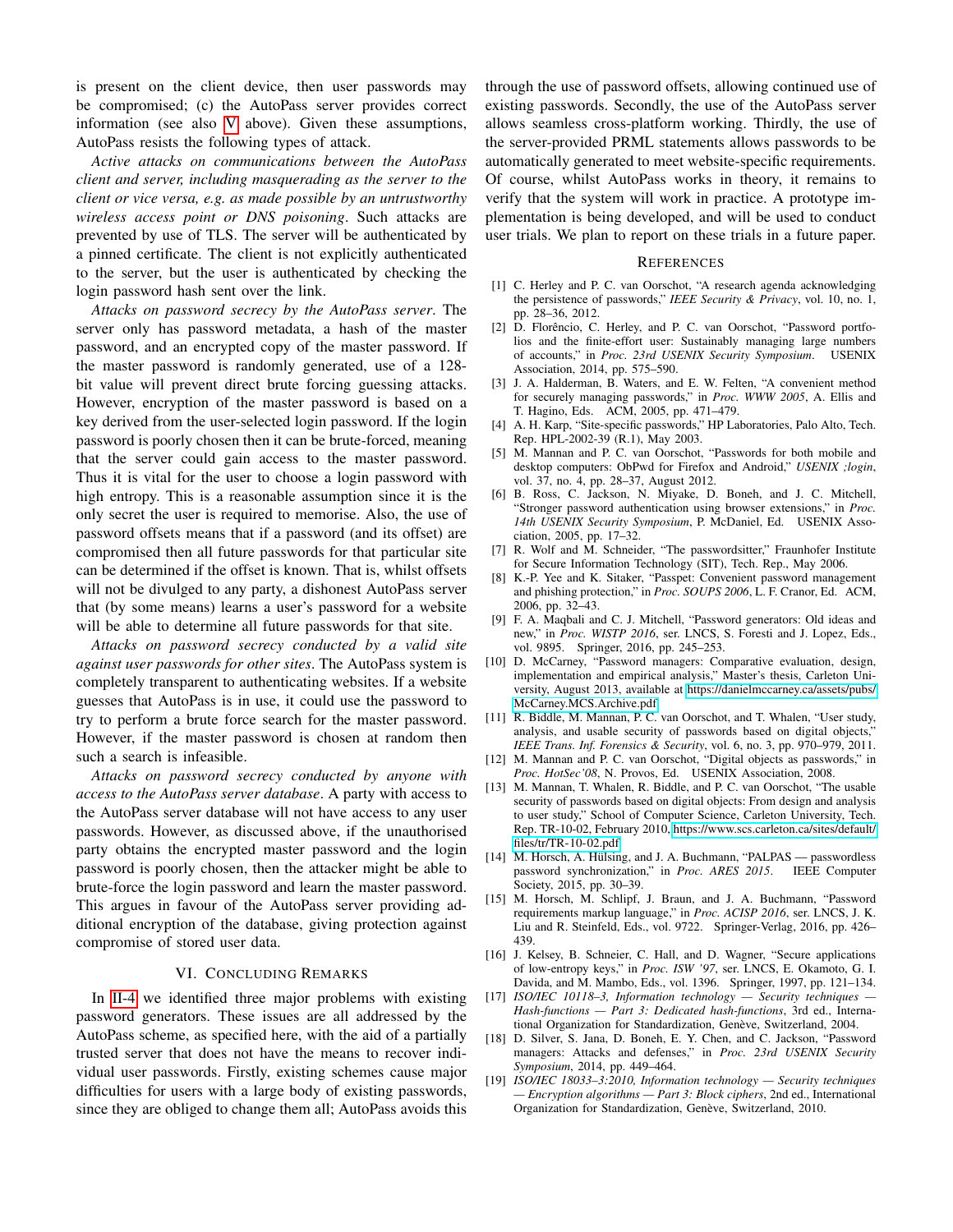is present on the client device, then user passwords may be compromised; (c) the AutoPass server provides correct information (see also V above). Given these assumptions, AutoPass resists the following types of attack.

*Active attacks on communications between the AutoPass client and server, including masquerading as the server to the client or vice versa, e.g. as made possible by an untrustworthy wireless access point or DNS poisoning*. Such attacks are prevented by use of TLS. The server will be authenticated by a pinned certificate. The client is not explicitly authenticated to the server, but the user is authenticated by checking the login password hash sent over the link.

*Attacks on password secrecy by the AutoPass server*. The server only has password metadata, a hash of the master password, and an encrypted copy of the master password. If the master password is randomly generated, use of a 128-bit value will prevent direct brute forcing guessing attacks. However, encryption of the master password is based on a key derived from the user-selected login password. If the login password is poorly chosen then it can be brute-forced, meaning that the server could gain access to the master password. Thus it is vital for the user to choose a login password with high entropy. This is a reasonable assumption since it is the only secret the user is required to memorise. Also, the use of password offsets means that if a password (and its offset) are compromised then all future passwords for that particular site can be determined if the offset is known. That is, whilst offsets will not be divulged to any party, a dishonest AutoPass server that (by some means) learns a user's password for a website will be able to determine all future passwords for that site.

*Attacks on password secrecy conducted by a valid site against user passwords for other sites*. The AutoPass system is completely transparent to authenticating websites. If a website guesses that AutoPass is in use, it could use the password to try to perform a brute force search for the master password. However, if the master password is chosen at random then such a search is infeasible.

*Attacks on password secrecy conducted by anyone with access to the AutoPass server database*. A party with access to the AutoPass server database will not have access to any user passwords. However, as discussed above, if the unauthorised party obtains the encrypted master password and the login password is poorly chosen, then the attacker might be able to brute-force the login password and learn the master password. This argues in favour of the AutoPass server providing additional encryption of the database, giving protection against compromise of stored user data.

## VI. Concluding Remarks

In II-4 we identified three major problems with existing password generators. These issues are all addressed by the AutoPass scheme, as specified here, with the aid of a partially trusted server that does not have the means to recover individual user passwords. Firstly, existing schemes cause major difficulties for users with a large body of existing passwords, since they are obliged to change them all; AutoPass avoids this through the use of password offsets, allowing continued use of existing passwords. Secondly, the use of the AutoPass server allows seamless cross-platform working. Thirdly, the use of the server-provided PRML statements allows passwords to be automatically generated to meet website-specific requirements. Of course, whilst AutoPass works in theory, it remains to verify that the system will work in practice. A prototype implementation is being developed, and will be used to conduct user trials. We plan to report on these trials in a future paper.

## References

[1] C. Herley and P. C. van Oorschot, "A research agenda acknowledging the persistence of passwords," *IEEE Security & Privacy*, vol. 10, no. 1, pp. 28–36, 2012.

[2] D. Florêncio, C. Herley, and P. C. van Oorschot, "Password portfolios and the finite-effort user: Sustainably managing large numbers of accounts," in *Proc. 23rd USENIX Security Symposium*. USENIX Association, 2014, pp. 575–590.

[3] J. A. Halderman, B. Waters, and E. W. Felten, "A convenient method for securely managing passwords," in *Proc. WWW 2005*, A. Ellis and T. Hagino, Eds. ACM, 2005, pp. 471–479.

[4] A. H. Karp, "Site-specific passwords," HP Laboratories, Palo Alto, Tech. Rep. HPL-2002-39 (R.1), May 2003.

[5] M. Mannan and P. C. van Oorschot, "Passwords for both mobile and desktop computers: ObPwd for Firefox and Android," *USENIX ;login*, vol. 37, no. 4, pp. 28–37, August 2012.

[6] B. Ross, C. Jackson, N. Miyake, D. Boneh, and J. C. Mitchell, "Stronger password authentication using browser extensions," in *Proc. 14th USENIX Security Symposium*, P. McDaniel, Ed. USENIX Association, 2005, pp. 17–32.

[7] R. Wolf and M. Schneider, "The passwordsitter," Fraunhofer Institute for Secure Information Technology (SIT), Tech. Rep., May 2006.

[8] K.-P. Yee and K. Sitaker, "Passpet: Convenient password management and phishing protection," in *Proc. SOUPS 2006*, L. F. Cranor, Ed. ACM, 2006, pp. 32–43.

[9] F. A. Maqbali and C. J. Mitchell, "Password generators: Old ideas and new," in *Proc. WISTP 2016*, ser. LNCS, S. Foresti and J. Lopez, Eds., vol. 9895. Springer, 2016, pp. 245–253.

[10] D. McCarney, "Password managers: Comparative evaluation, design, implementation and empirical analysis," Master's thesis, Carleton University, August 2013, available at https://danielmccarney.ca/assets/pubs/McCarney.MCS.Archive.pdf.

[11] R. Biddle, M. Mannan, P. C. van Oorschot, and T. Whalen, "User study, analysis, and usable security of passwords based on digital objects," *IEEE Trans. Inf. Forensics & Security*, vol. 6, no. 3, pp. 970–979, 2011.

[12] M. Mannan and P. C. van Oorschot, "Digital objects as passwords," in *Proc. HotSec'08*, N. Provos, Ed. USENIX Association, 2008.

[13] M. Mannan, T. Whalen, R. Biddle, and P. C. van Oorschot, "The usable security of passwords based on digital objects: From design and analysis to user study," School of Computer Science, Carleton University, Tech. Rep. TR-10-02, February 2010, https://www.scs.carleton.ca/sites/default/files/tr/TR-10-02.pdf.

[14] M. Horsch, A. Hülsing, and J. A. Buchmann, "PALPAS — passwordless password synchronization," in *Proc. ARES 2015*. IEEE Computer Society, 2015, pp. 30–39.

[15] M. Horsch, M. Schlipf, J. Braun, and J. A. Buchmann, "Password requirements markup language," in *Proc. ACISP 2016*, ser. LNCS, J. K. Liu and R. Steinfeld, Eds., vol. 9722. Springer-Verlag, 2016, pp. 426–439.

[16] J. Kelsey, B. Schneier, C. Hall, and D. Wagner, "Secure applications of low-entropy keys," in *Proc. ISW '97*, ser. LNCS, E. Okamoto, G. I. Davida, and M. Mambo, Eds., vol. 1396. Springer, 1997, pp. 121–134.

[17] *ISO/IEC 10118–3, Information technology — Security techniques — Hash-functions — Part 3: Dedicated hash-functions*, 3rd ed., International Organization for Standardization, Genève, Switzerland, 2004.

[18] D. Silver, S. Jana, D. Boneh, E. Y. Chen, and C. Jackson, "Password managers: Attacks and defenses," in *Proc. 23rd USENIX Security Symposium*, 2014, pp. 449–464.

[19] *ISO/IEC 18033–3:2010, Information technology — Security techniques — Encryption algorithms — Part 3: Block ciphers*, 2nd ed., International Organization for Standardization, Genève, Switzerland, 2010.